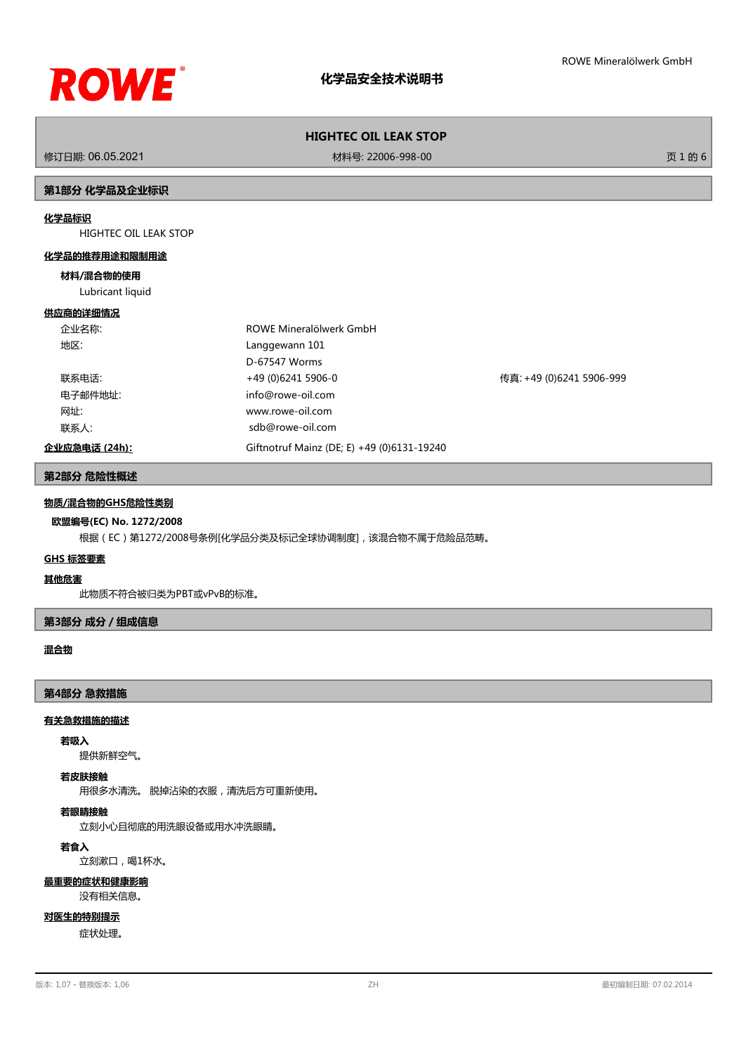# 化学品安全技术说明书

**HIGHTEC OIL LEAK STOP**

修订日期: 06.05.2021 | 材料号: 22006-998-00

## 第1部分 化学品及企业标识

**化学品标识**

HIGHTEC OIL LEAK STOP

**化学品的推荐用途和限制用途**

**材料/混合物的使用**

Lubricant liquid

**供应商的详细情况**

| | | |
|---|---|---|
| 企业名称: | ROWE Mineralölwerk GmbH | |
| 地区: | Langgewann 101 | |
| | D-67547 Worms | |
| 联系电话: | +49 (0)6241 5906-0 | 传真: +49 (0)6241 5906-999 |
| 电子邮件地址: | info@rowe-oil.com | |
| 网址: | www.rowe-oil.com | |
| 联系人: | sdb@rowe-oil.com | |

**企业应急电话 (24h):** Giftnotruf Mainz (DE; E) +49 (0)6131-19240

## 第2部分 危险性概述

**物质/混合物的GHS危险性类别**

**欧盟编号(EC) No. 1272/2008**

根据（EC）第1272/2008号条例[化学品分类及标记全球协调制度]，该混合物不属于危险品范畴。

**GHS 标签要素**

**其他危害**

此物质不符合被归类为PBT或vPvB的标准。

## 第3部分 成分 / 组成信息

**混合物**

## 第4部分 急救措施

**有关急救措施的描述**

**若吸入**

提供新鲜空气。

**若皮肤接触**

用很多水清洗。 脱掉沾染的衣服，清洗后方可重新使用。

**若眼睛接触**

立刻小心且彻底的用洗眼设备或用水冲洗眼睛。

**若食入**

立刻漱口，喝1杯水。

**最重要的症状和健康影响**

没有相关信息。

**对医生的特别提示**

症状处理。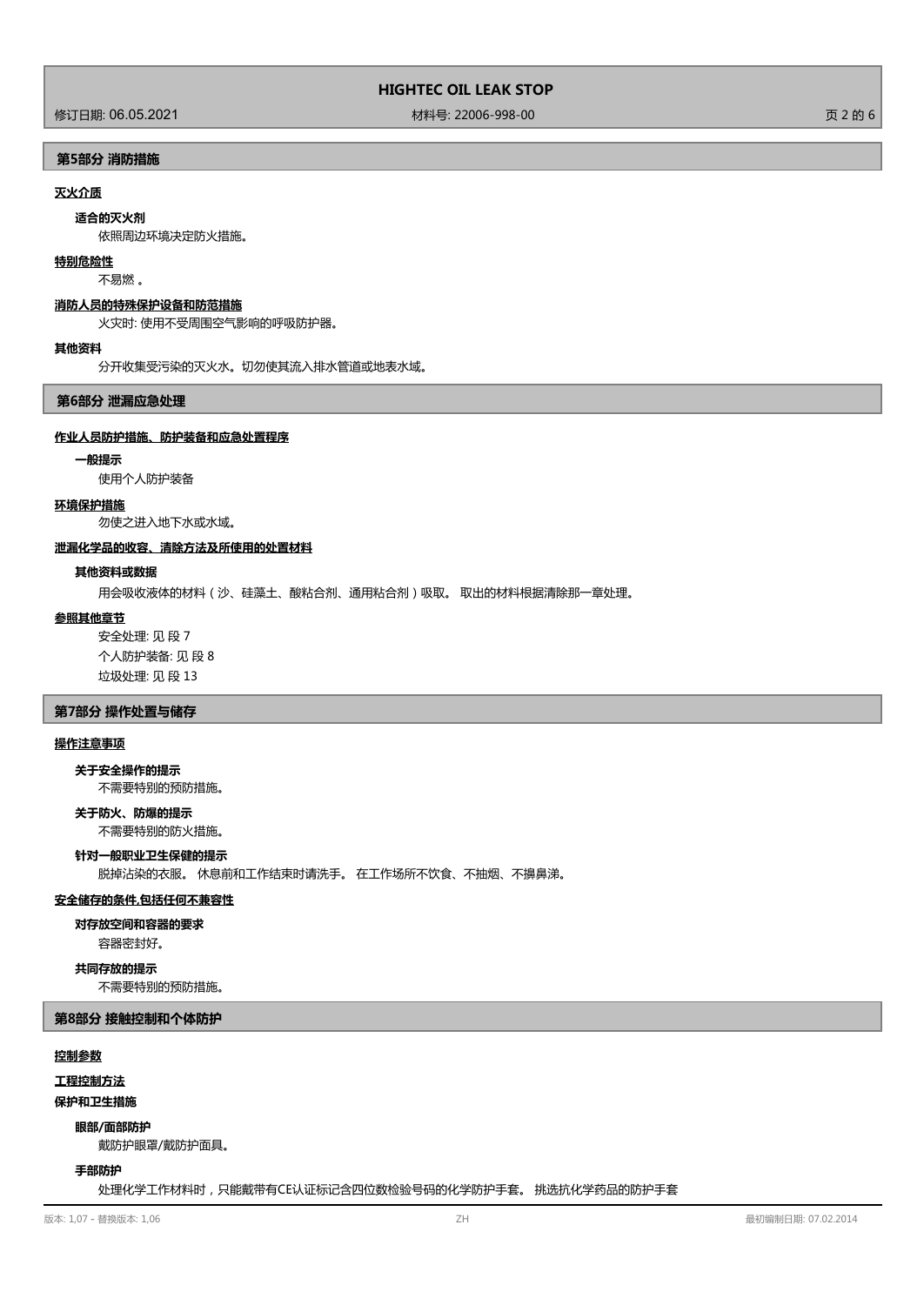## 第5部分 消防措施

### 灭火介质

**适合的灭火剂**

依照周边环境决定防火措施。

### 特别危险性

不易燃 。

### 消防人员的特殊保护设备和防范措施

火灾时: 使用不受周围空气影响的呼吸防护器。

### 其他资料

分开收集受污染的灭火水。切勿使其流入排水管道或地表水域。

## 第6部分 泄漏应急处理

### 作业人员防护措施、防护装备和应急处置程序

**一般提示**

使用个人防护装备

### 环境保护措施

勿使之进入地下水或水域。

### 泄漏化学品的收容、清除方法及所使用的处置材料

**其他资料或数据**

用会吸收液体的材料（沙、硅藻土、酸粘合剂、通用粘合剂）吸取。 取出的材料根据清除那一章处理。

### 参照其他章节

安全处理: 见 段 7

个人防护装备: 见 段 8

垃圾处理: 见 段 13

## 第7部分 操作处置与储存

### 操作注意事项

**关于安全操作的提示**

不需要特别的预防措施。

**关于防火、防爆的提示**

不需要特别的防火措施。

**针对一般职业卫生保健的提示**

脱掉沾染的衣服。 休息前和工作结束时请洗手。 在工作场所不饮食、不抽烟、不擤鼻涕。

### 安全储存的条件,包括任何不兼容性

**对存放空间和容器的要求**

容器密封好。

**共同存放的提示**

不需要特别的预防措施。

## 第8部分 接触控制和个体防护

### 控制参数

### 工程控制方法

**保护和卫生措施**

**眼部/面部防护**

戴防护眼罩/戴防护面具。

**手部防护**

处理化学工作材料时，只能戴带有CE认证标记含四位数检验号码的化学防护手套。 挑选抗化学药品的防护手套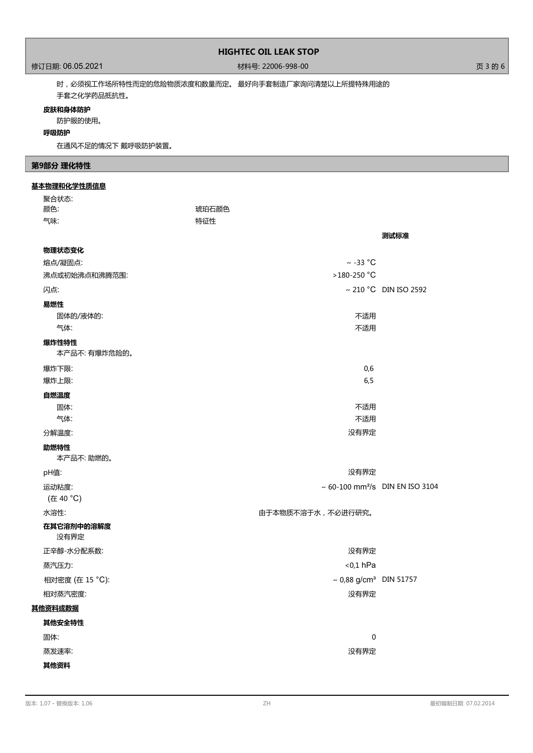时，必须视工作场所特性而定的危险物质浓度和数量而定。 最好向手套制造厂家询问清楚以上所提特殊用途的手套之化学药品抵抗性。

**皮肤和身体防护**

防护服的使用。

**呼吸防护**

在通风不足的情况下 戴呼吸防护装置。

## 第9部分 理化特性

**基本物理和化学性质信息**

| | | |
|---|---|---|
| 聚合状态: | | |
| 颜色: | 琥珀石颜色 | |
| 气味: | 特征性 | |
| | | **测试标准** |
| **物理状态变化** | | |
| 熔点/凝固点: | ~ -33 °C | |
| 沸点或初始沸点和沸腾范围: | >180-250 °C | |
| 闪点: | ~ 210 °C | DIN ISO 2592 |
| **易燃性** | | |
| 固体的/液体的: | 不适用 | |
| 气体: | 不适用 | |
| **爆炸性特性** | | |
| 本产品不: 有爆炸危险的。 | | |
| 爆炸下限: | 0,6 | |
| 爆炸上限: | 6,5 | |
| **自燃温度** | | |
| 固体: | 不适用 | |
| 气体: | 不适用 | |
| 分解温度: | 没有界定 | |
| **助燃特性** | | |
| 本产品不: 助燃的。 | | |
| pH值: | 没有界定 | |
| 运动粘度: (在 40 °C) | ~ 60-100 $mm^2/s$ | DIN EN ISO 3104 |
| 水溶性: | 由于本物质不溶于水，不必进行研究。 | |
| **在其它溶剂中的溶解度** | | |
| 没有界定 | | |
| 正辛醇-水分配系数: | 没有界定 | |
| 蒸汽压力: | <0,1 hPa | |
| 相对密度 (在 15 °C): | ~ 0,88 $g/cm^3$ | DIN 51757 |
| 相对蒸汽密度: | 没有界定 | |

**其他资料或数据**

| | | |
|---|---|---|
| **其他安全特性** | | |
| 固体: | 0 | |
| 蒸发速率: | 没有界定 | |

**其他资料**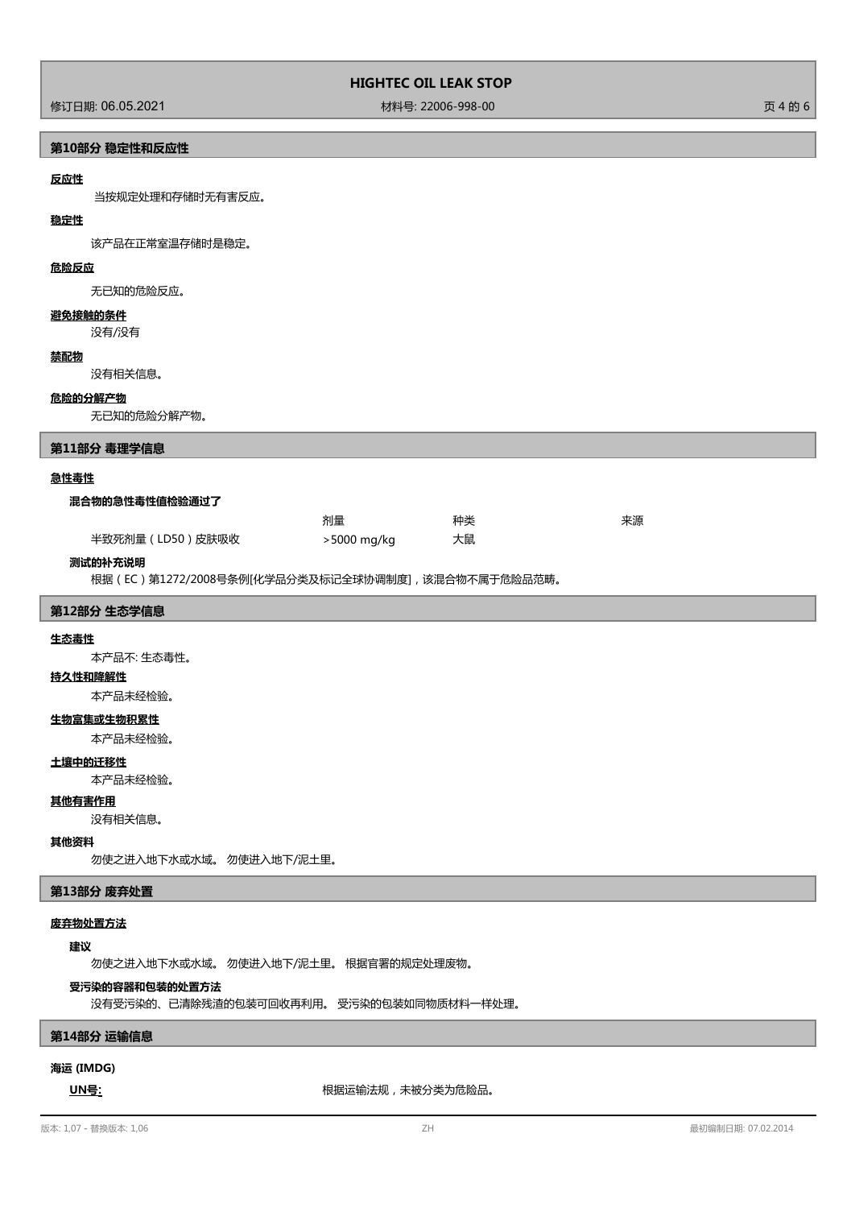## 第10部分 稳定性和反应性

**反应性**

当按规定处理和存储时无有害反应。

**稳定性**

该产品在正常室温存储时是稳定。

**危险反应**

无已知的危险反应。

**避免接触的条件**

没有/没有

**禁配物**

没有相关信息。

**危险的分解产物**

无已知的危险分解产物。

## 第11部分 毒理学信息

**急性毒性**

**混合物的急性毒性值检验通过了**

| | 剂量 | 种类 | 来源 |
|---|---|---|---|
| 半致死剂量（LD50）皮肤吸收 | >5000 mg/kg | 大鼠 | |

**测试的补充说明**

根据（EC）第1272/2008号条例[化学品分类及标记全球协调制度]，该混合物不属于危险品范畴。

## 第12部分 生态学信息

**生态毒性**

本产品不: 生态毒性。

**持久性和降解性**

本产品未经检验。

**生物富集或生物积累性**

本产品未经检验。

**土壤中的迁移性**

本产品未经检验。

**其他有害作用**

没有相关信息。

**其他资料**

勿使之进入地下水或水域。 勿使进入地下/泥土里。

## 第13部分 废弃处置

**废弃物处置方法**

**建议**

勿使之进入地下水或水域。 勿使进入地下/泥土里。 根据官署的规定处理废物。

**受污染的容器和包装的处置方法**

没有受污染的、已清除残渣的包装可回收再利用。 受污染的包装如同物质材料一样处理。

## 第14部分 运输信息

**海运 (IMDG)**

**UN号:** 根据运输法规，未被分类为危险品。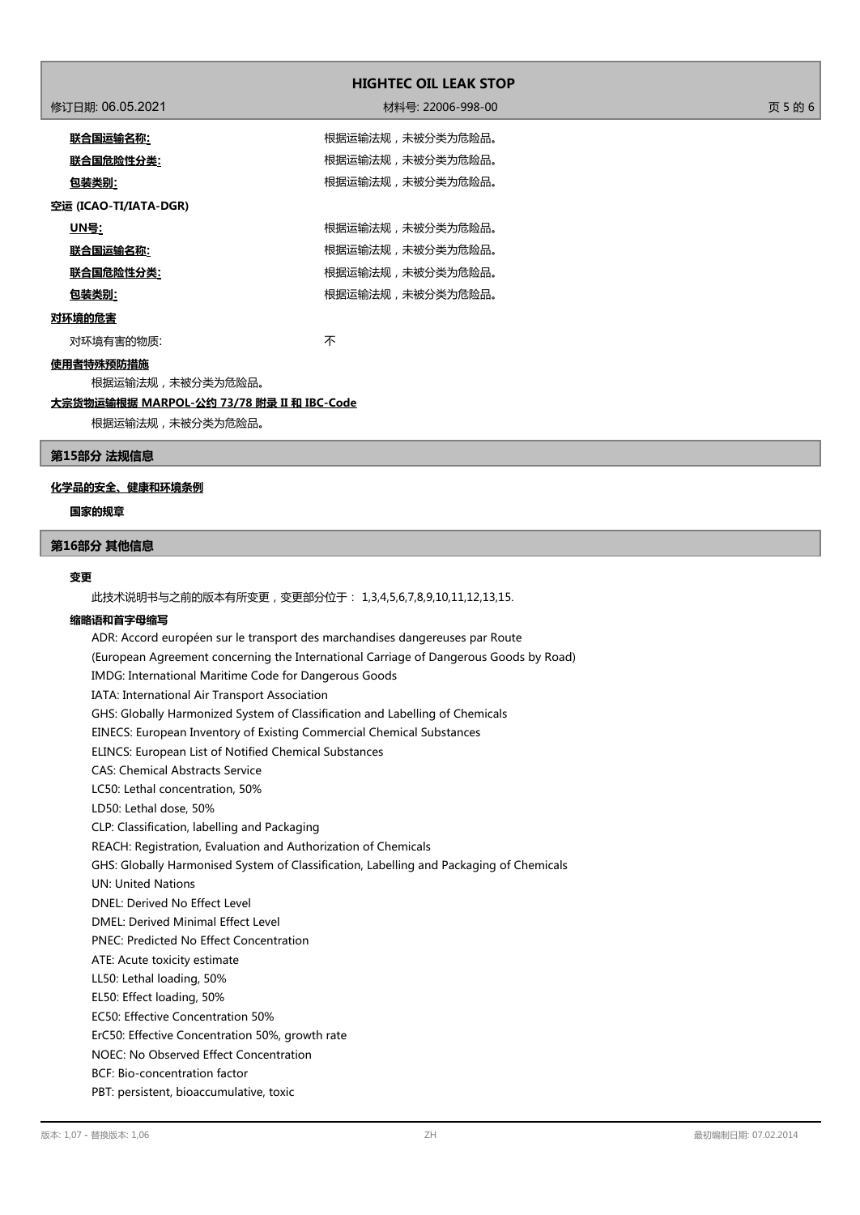**联合国运输名称:** 根据运输法规，未被分类为危险品。

**联合国危险性分类:** 根据运输法规，未被分类为危险品。

**包装类别:** 根据运输法规，未被分类为危险品。

**空运 (ICAO-TI/IATA-DGR)**

**UN号:** 根据运输法规，未被分类为危险品。

**联合国运输名称:** 根据运输法规，未被分类为危险品。

**联合国危险性分类:** 根据运输法规，未被分类为危险品。

**包装类别:** 根据运输法规，未被分类为危险品。

**对环境的危害**

对环境有害的物质: 不

**使用者特殊预防措施**

根据运输法规，未被分类为危险品。

**大宗货物运输根据 MARPOL-公约 73/78 附录 II 和 IBC-Code**

根据运输法规，未被分类为危险品。

## 第15部分 法规信息

**化学品的安全、健康和环境条例**

**国家的规章**

## 第16部分 其他信息

**变更**

此技术说明书与之前的版本有所变更，变更部分位于： 1,3,4,5,6,7,8,9,10,11,12,13,15.

**缩略语和首字母缩写**

ADR: Accord européen sur le transport des marchandises dangereuses par Route
(European Agreement concerning the International Carriage of Dangerous Goods by Road)
IMDG: International Maritime Code for Dangerous Goods
IATA: International Air Transport Association
GHS: Globally Harmonized System of Classification and Labelling of Chemicals
EINECS: European Inventory of Existing Commercial Chemical Substances
ELINCS: European List of Notified Chemical Substances
CAS: Chemical Abstracts Service
LC50: Lethal concentration, 50%
LD50: Lethal dose, 50%
CLP: Classification, labelling and Packaging
REACH: Registration, Evaluation and Authorization of Chemicals
GHS: Globally Harmonised System of Classification, Labelling and Packaging of Chemicals
UN: United Nations
DNEL: Derived No Effect Level
DMEL: Derived Minimal Effect Level
PNEC: Predicted No Effect Concentration
ATE: Acute toxicity estimate
LL50: Lethal loading, 50%
EL50: Effect loading, 50%
EC50: Effective Concentration 50%
ErC50: Effective Concentration 50%, growth rate
NOEC: No Observed Effect Concentration
BCF: Bio-concentration factor
PBT: persistent, bioaccumulative, toxic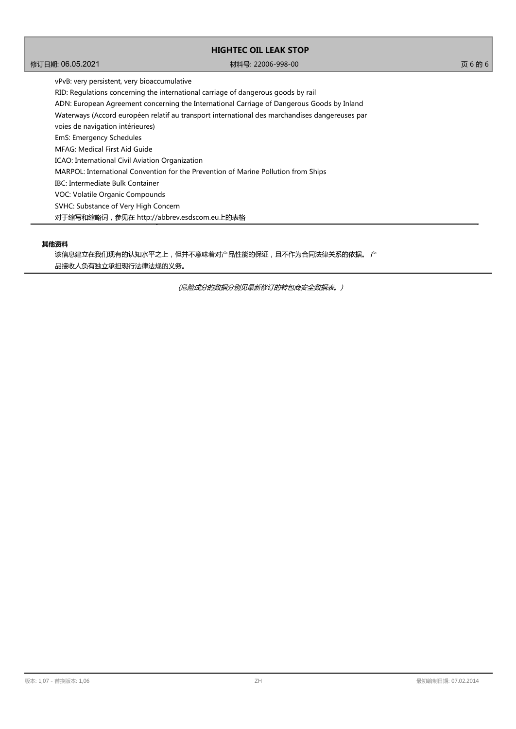vPvB: very persistent, very bioaccumulative

RID: Regulations concerning the international carriage of dangerous goods by rail

ADN: European Agreement concerning the International Carriage of Dangerous Goods by Inland Waterways (Accord européen relatif au transport international des marchandises dangereuses par voies de navigation intérieures)

EmS: Emergency Schedules

MFAG: Medical First Aid Guide

ICAO: International Civil Aviation Organization

MARPOL: International Convention for the Prevention of Marine Pollution from Ships

IBC: Intermediate Bulk Container

VOC: Volatile Organic Compounds

SVHC: Substance of Very High Concern

对于缩写和缩略词，参见在 http://abbrev.esdscom.eu上的表格

**其他资料**

该信息建立在我们现有的认知水平之上，但并不意味着对产品性能的保证，且不作为合同法律关系的依据。 产品接收人负有独立承担现行法律法规的义务。

*(危险成分的数据分别见最新修订的转包商安全数据表。)*